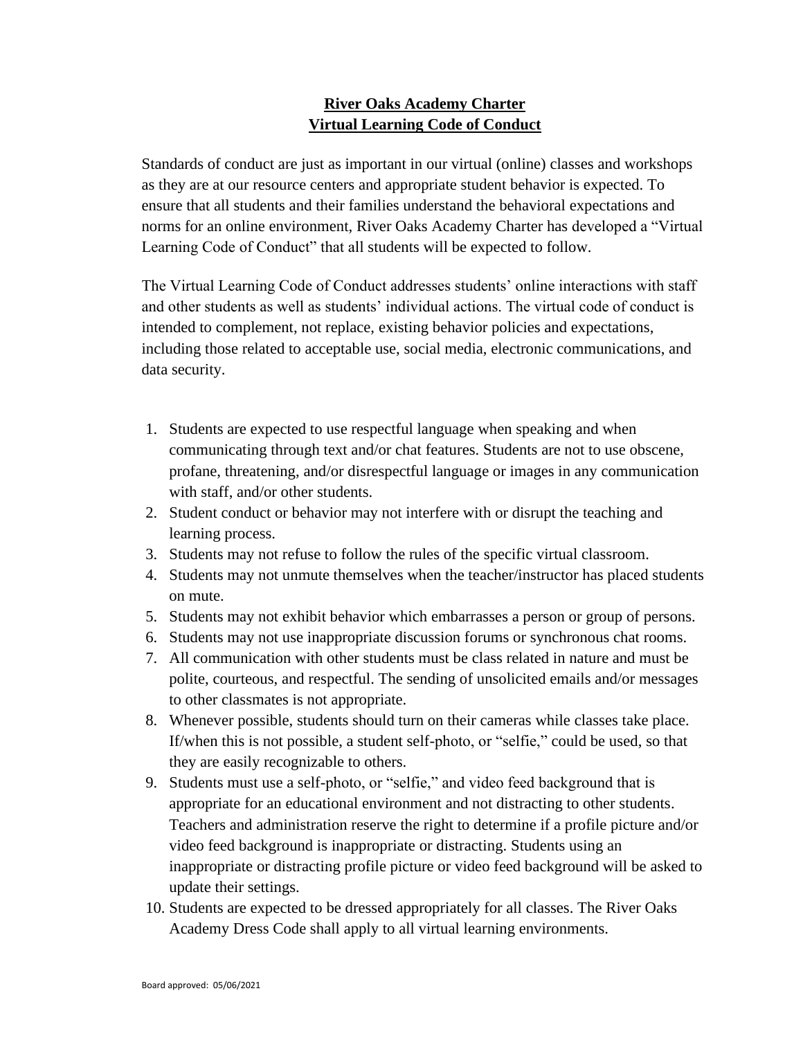# River Oaks Academy Charter
## Virtual Learning Code of Conduct

Standards of conduct are just as important in our virtual (online) classes and workshops as they are at our resource centers and appropriate student behavior is expected. To ensure that all students and their families understand the behavioral expectations and norms for an online environment, River Oaks Academy Charter has developed a "Virtual Learning Code of Conduct" that all students will be expected to follow.

The Virtual Learning Code of Conduct addresses students' online interactions with staff and other students as well as students' individual actions. The virtual code of conduct is intended to complement, not replace, existing behavior policies and expectations, including those related to acceptable use, social media, electronic communications, and data security.

1. Students are expected to use respectful language when speaking and when communicating through text and/or chat features. Students are not to use obscene, profane, threatening, and/or disrespectful language or images in any communication with staff, and/or other students.
2. Student conduct or behavior may not interfere with or disrupt the teaching and learning process.
3. Students may not refuse to follow the rules of the specific virtual classroom.
4. Students may not unmute themselves when the teacher/instructor has placed students on mute.
5. Students may not exhibit behavior which embarrasses a person or group of persons.
6. Students may not use inappropriate discussion forums or synchronous chat rooms.
7. All communication with other students must be class related in nature and must be polite, courteous, and respectful. The sending of unsolicited emails and/or messages to other classmates is not appropriate.
8. Whenever possible, students should turn on their cameras while classes take place. If/when this is not possible, a student self-photo, or "selfie," could be used, so that they are easily recognizable to others.
9. Students must use a self-photo, or "selfie," and video feed background that is appropriate for an educational environment and not distracting to other students. Teachers and administration reserve the right to determine if a profile picture and/or video feed background is inappropriate or distracting. Students using an inappropriate or distracting profile picture or video feed background will be asked to update their settings.
10. Students are expected to be dressed appropriately for all classes. The River Oaks Academy Dress Code shall apply to all virtual learning environments.

Board approved: 05/06/2021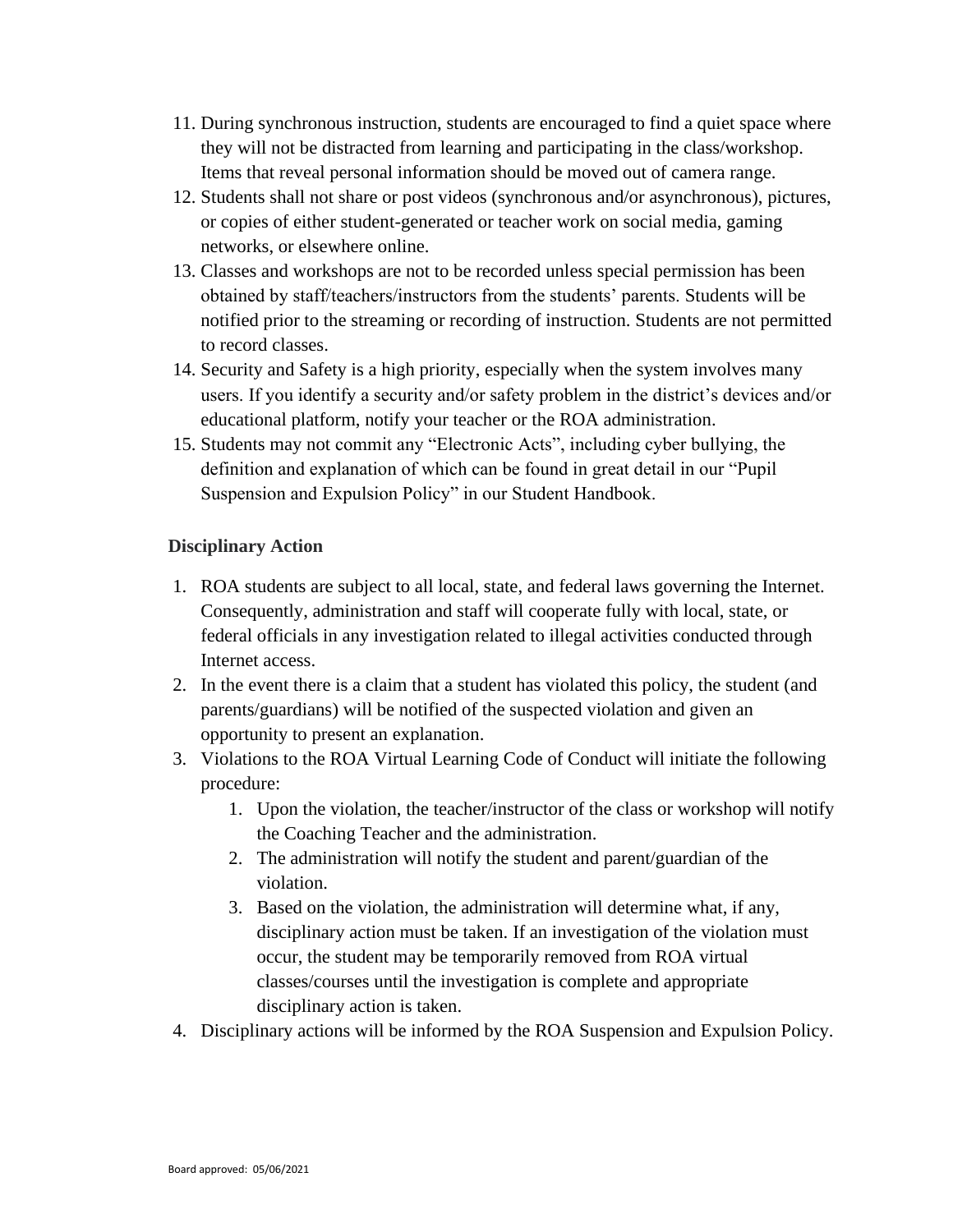11. During synchronous instruction, students are encouraged to find a quiet space where they will not be distracted from learning and participating in the class/workshop. Items that reveal personal information should be moved out of camera range.
12. Students shall not share or post videos (synchronous and/or asynchronous), pictures, or copies of either student-generated or teacher work on social media, gaming networks, or elsewhere online.
13. Classes and workshops are not to be recorded unless special permission has been obtained by staff/teachers/instructors from the students' parents. Students will be notified prior to the streaming or recording of instruction. Students are not permitted to record classes.
14. Security and Safety is a high priority, especially when the system involves many users. If you identify a security and/or safety problem in the district's devices and/or educational platform, notify your teacher or the ROA administration.
15. Students may not commit any "Electronic Acts", including cyber bullying, the definition and explanation of which can be found in great detail in our "Pupil Suspension and Expulsion Policy" in our Student Handbook.

**Disciplinary Action**

1. ROA students are subject to all local, state, and federal laws governing the Internet. Consequently, administration and staff will cooperate fully with local, state, or federal officials in any investigation related to illegal activities conducted through Internet access.
2. In the event there is a claim that a student has violated this policy, the student (and parents/guardians) will be notified of the suspected violation and given an opportunity to present an explanation.
3. Violations to the ROA Virtual Learning Code of Conduct will initiate the following procedure:
    1. Upon the violation, the teacher/instructor of the class or workshop will notify the Coaching Teacher and the administration.
    2. The administration will notify the student and parent/guardian of the violation.
    3. Based on the violation, the administration will determine what, if any, disciplinary action must be taken. If an investigation of the violation must occur, the student may be temporarily removed from ROA virtual classes/courses until the investigation is complete and appropriate disciplinary action is taken.
4. Disciplinary actions will be informed by the ROA Suspension and Expulsion Policy.

Board approved: 05/06/2021